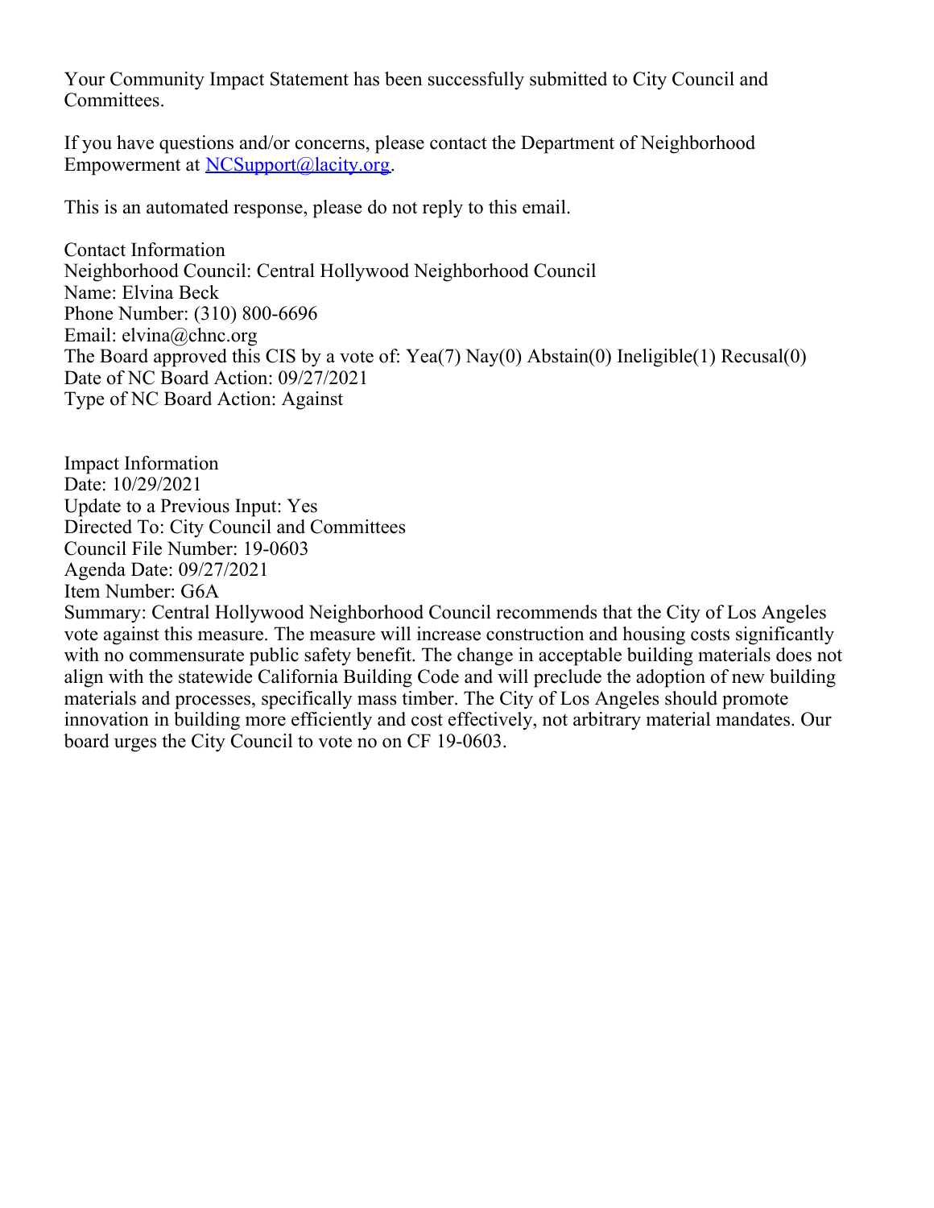Your Community Impact Statement has been successfully submitted to City Council and Committees.

If you have questions and/or concerns, please contact the Department of Neighborhood Empowerment at [NCSupport@lacity.org](mailto:NCSupport@lacity.org).

This is an automated response, please do not reply to this email.

Contact Information
Neighborhood Council: Central Hollywood Neighborhood Council
Name: Elvina Beck
Phone Number: (310) 800-6696
Email: elvina@chnc.org
The Board approved this CIS by a vote of: Yea(7) Nay(0) Abstain(0) Ineligible(1) Recusal(0)
Date of NC Board Action: 09/27/2021
Type of NC Board Action: Against

Impact Information
Date: 10/29/2021
Update to a Previous Input: Yes
Directed To: City Council and Committees
Council File Number: 19-0603
Agenda Date: 09/27/2021
Item Number: G6A
Summary: Central Hollywood Neighborhood Council recommends that the City of Los Angeles vote against this measure. The measure will increase construction and housing costs significantly with no commensurate public safety benefit. The change in acceptable building materials does not align with the statewide California Building Code and will preclude the adoption of new building materials and processes, specifically mass timber. The City of Los Angeles should promote innovation in building more efficiently and cost effectively, not arbitrary material mandates. Our board urges the City Council to vote no on CF 19-0603.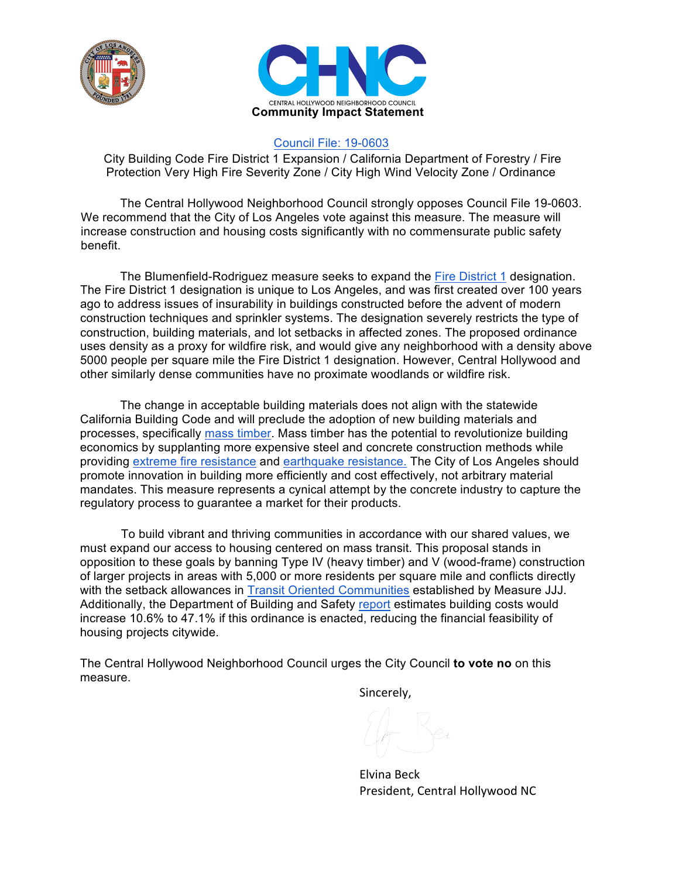CENTRAL HOLLYWOOD NEIGHBORHOOD COUNCIL

**Community Impact Statement**

Council File: 19-0603

City Building Code Fire District 1 Expansion / California Department of Forestry / Fire Protection Very High Fire Severity Zone / City High Wind Velocity Zone / Ordinance

The Central Hollywood Neighborhood Council strongly opposes Council File 19-0603. We recommend that the City of Los Angeles vote against this measure. The measure will increase construction and housing costs significantly with no commensurate public safety benefit.

The Blumenfield-Rodriguez measure seeks to expand the Fire District 1 designation. The Fire District 1 designation is unique to Los Angeles, and was first created over 100 years ago to address issues of insurability in buildings constructed before the advent of modern construction techniques and sprinkler systems. The designation severely restricts the type of construction, building materials, and lot setbacks in affected zones. The proposed ordinance uses density as a proxy for wildfire risk, and would give any neighborhood with a density above 5000 people per square mile the Fire District 1 designation. However, Central Hollywood and other similarly dense communities have no proximate woodlands or wildfire risk.

The change in acceptable building materials does not align with the statewide California Building Code and will preclude the adoption of new building materials and processes, specifically mass timber. Mass timber has the potential to revolutionize building economics by supplanting more expensive steel and concrete construction methods while providing extreme fire resistance and earthquake resistance. The City of Los Angeles should promote innovation in building more efficiently and cost effectively, not arbitrary material mandates. This measure represents a cynical attempt by the concrete industry to capture the regulatory process to guarantee a market for their products.

To build vibrant and thriving communities in accordance with our shared values, we must expand our access to housing centered on mass transit. This proposal stands in opposition to these goals by banning Type IV (heavy timber) and V (wood-frame) construction of larger projects in areas with 5,000 or more residents per square mile and conflicts directly with the setback allowances in Transit Oriented Communities established by Measure JJJ. Additionally, the Department of Building and Safety report estimates building costs would increase 10.6% to 47.1% if this ordinance is enacted, reducing the financial feasibility of housing projects citywide.

The Central Hollywood Neighborhood Council urges the City Council **to vote no** on this measure.

Sincerely,

Elvina Beck
President, Central Hollywood NC